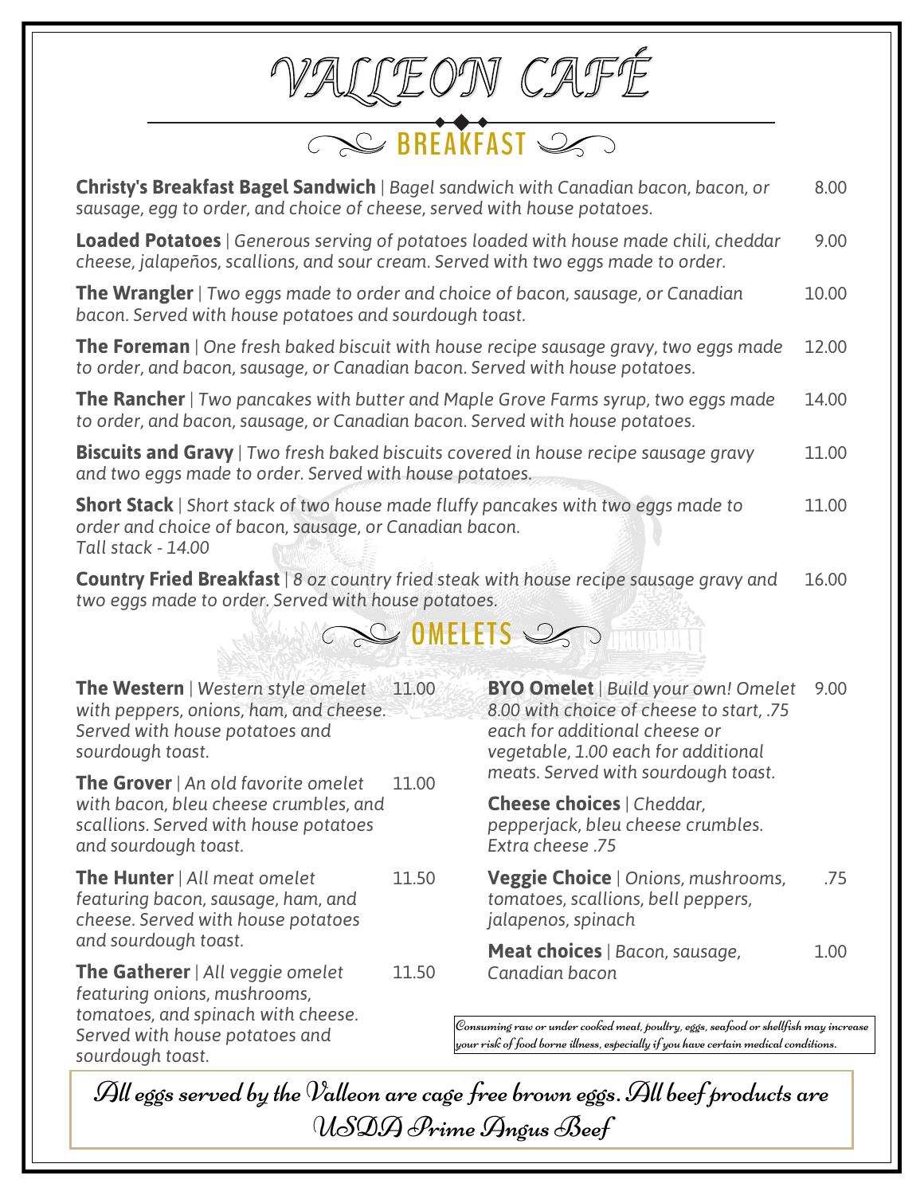# VALLEON CAFÉ

## BREAKFAST

**Christy's Breakfast Bagel Sandwich** | *Bagel sandwich with Canadian bacon, bacon, or sausage, egg to order, and choice of cheese, served with house potatoes.* 8.00

**Loaded Potatoes** | *Generous serving of potatoes loaded with house made chili, cheddar cheese, jalapeños, scallions, and sour cream. Served with two eggs made to order.* 9.00

**The Wrangler** | *Two eggs made to order and choice of bacon, sausage, or Canadian bacon. Served with house potatoes and sourdough toast.* 10.00

**The Foreman** | *One fresh baked biscuit with house recipe sausage gravy, two eggs made to order, and bacon, sausage, or Canadian bacon. Served with house potatoes.* 12.00

**The Rancher** | *Two pancakes with butter and Maple Grove Farms syrup, two eggs made to order, and bacon, sausage, or Canadian bacon. Served with house potatoes.* 14.00

**Biscuits and Gravy** | *Two fresh baked biscuits covered in house recipe sausage gravy and two eggs made to order. Served with house potatoes.* 11.00

**Short Stack** | *Short stack of two house made fluffy pancakes with two eggs made to order and choice of bacon, sausage, or Canadian bacon.*
*Tall stack - 14.00* 11.00

**Country Fried Breakfast** | *8 oz country fried steak with house recipe sausage gravy and two eggs made to order. Served with house potatoes.* 16.00

## OMELETS

**The Western** | *Western style omelet with peppers, onions, ham, and cheese. Served with house potatoes and sourdough toast.* 11.00

**The Grover** | *An old favorite omelet with bacon, bleu cheese crumbles, and scallions. Served with house potatoes and sourdough toast.* 11.00

**The Hunter** | *All meat omelet featuring bacon, sausage, ham, and cheese. Served with house potatoes and sourdough toast.* 11.50

**The Gatherer** | *All veggie omelet featuring onions, mushrooms, tomatoes, and spinach with cheese. Served with house potatoes and sourdough toast.* 11.50

**BYO Omelet** | *Build your own! Omelet 8.00 with choice of cheese to start, .75 each for additional cheese or vegetable, 1.00 each for additional meats. Served with sourdough toast.* 9.00

**Cheese choices** | *Cheddar, pepperjack, bleu cheese crumbles. Extra cheese .75*

**Veggie Choice** | *Onions, mushrooms, tomatoes, scallions, bell peppers, jalapenos, spinach* .75

**Meat choices** | *Bacon, sausage, Canadian bacon* 1.00

*Consuming raw or under cooked meat, poultry, eggs, seafood or shellfish may increase your risk of food borne illness, especially if you have certain medical conditions.*

*All eggs served by the Valleon are cage free brown eggs. All beef products are USDA Prime Angus Beef*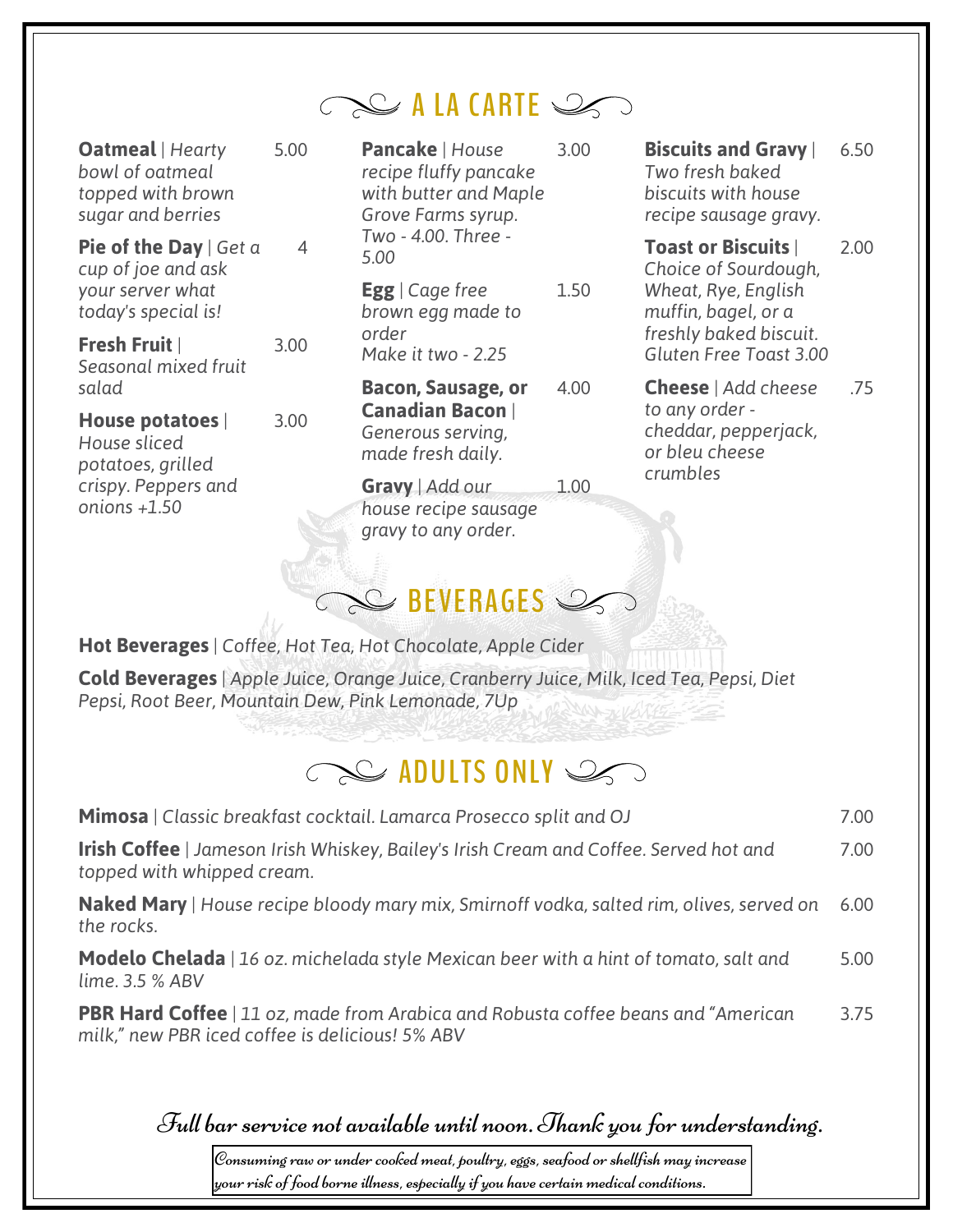# A LA CARTE

**Oatmeal** | *Hearty bowl of oatmeal topped with brown sugar and berries* 5.00

**Pie of the Day** | *Get a cup of joe and ask your server what today's special is!* 4

**Fresh Fruit** | *Seasonal mixed fruit salad* 3.00

**House potatoes** | *House sliced potatoes, grilled crispy. Peppers and onions +1.50* 3.00

**Pancake** | *House recipe fluffy pancake with butter and Maple Grove Farms syrup. Two - 4.00. Three - 5.00* 3.00

**Egg** | *Cage free brown egg made to order*
*Make it two - 2.25* 1.50

**Bacon, Sausage, or Canadian Bacon** | *Generous serving, made fresh daily.* 4.00

**Gravy** | *Add our house recipe sausage gravy to any order.* 1.00

**Biscuits and Gravy** | *Two fresh baked biscuits with house recipe sausage gravy.* 6.50

**Toast or Biscuits** | *Choice of Sourdough, Wheat, Rye, English muffin, bagel, or a freshly baked biscuit. Gluten Free Toast 3.00* 2.00

**Cheese** | *Add cheese to any order - cheddar, pepperjack, or bleu cheese crumbles* .75

# BEVERAGES

**Hot Beverages** | *Coffee, Hot Tea, Hot Chocolate, Apple Cider*

**Cold Beverages** | *Apple Juice, Orange Juice, Cranberry Juice, Milk, Iced Tea, Pepsi, Diet Pepsi, Root Beer, Mountain Dew, Pink Lemonade, 7Up*

# ADULTS ONLY

**Mimosa** | *Classic breakfast cocktail. Lamarca Prosecco split and OJ* 7.00

**Irish Coffee** | *Jameson Irish Whiskey, Bailey's Irish Cream and Coffee. Served hot and topped with whipped cream.* 7.00

**Naked Mary** | *House recipe bloody mary mix, Smirnoff vodka, salted rim, olives, served on the rocks.* 6.00

**Modelo Chelada** | *16 oz. michelada style Mexican beer with a hint of tomato, salt and lime. 3.5 % ABV* 5.00

**PBR Hard Coffee** | *11 oz, made from Arabica and Robusta coffee beans and "American milk," new PBR iced coffee is delicious! 5% ABV* 3.75

*Full bar service not available until noon. Thank you for understanding.*

*Consuming raw or under cooked meat, poultry, eggs, seafood or shellfish may increase your risk of food borne illness, especially if you have certain medical conditions.*